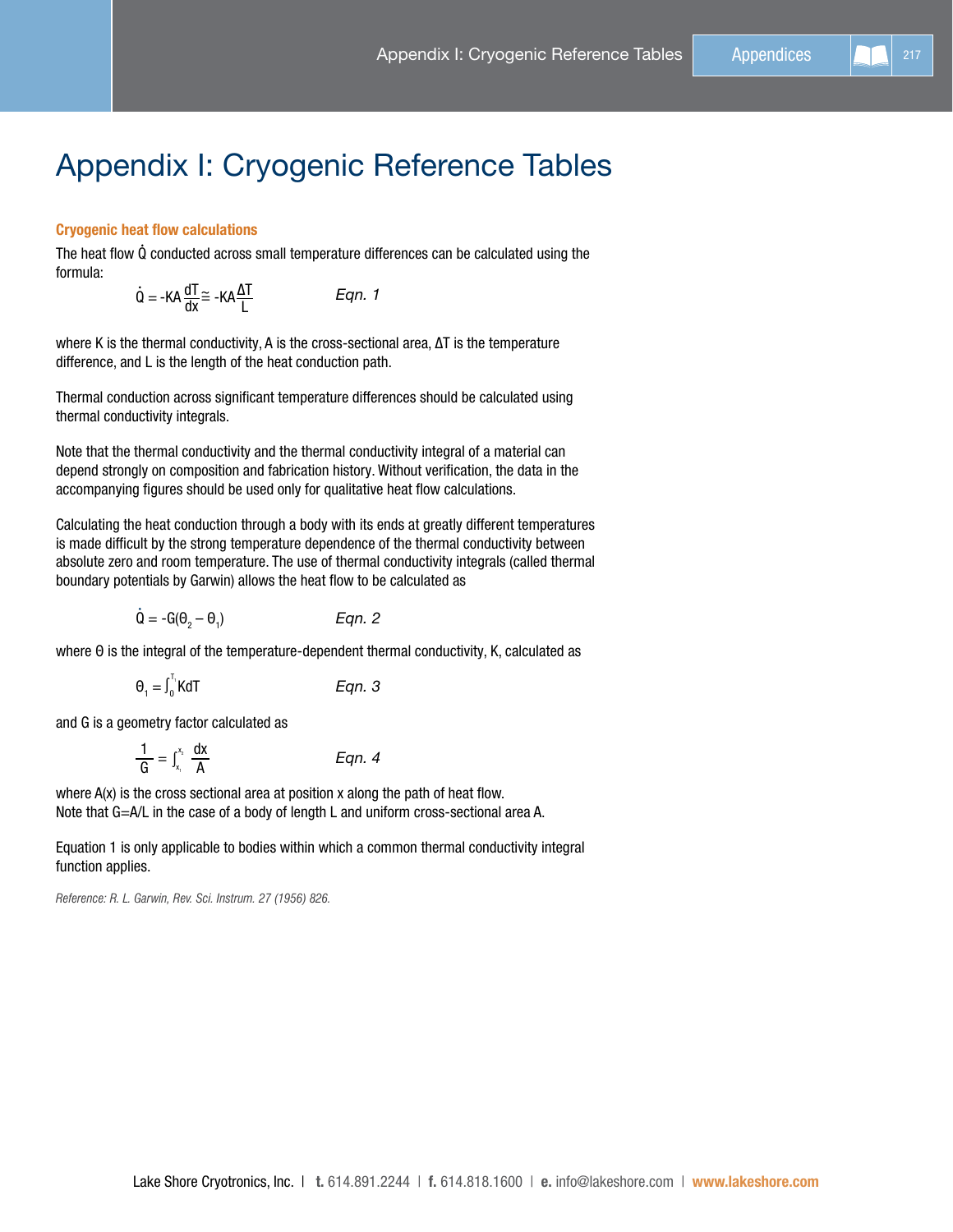# Appendix I: Cryogenic Reference Tables

### Cryogenic heat flow calculations

The heat flow $\dot{Q}$ conducted across small temperature differences can be calculated using the formula:

$$\dot{Q} = -KA\frac{dT}{dx} \cong -KA\frac{\Delta T}{L} \qquad \textit{Eqn. 1}$$

where K is the thermal conductivity, A is the cross-sectional area, ΔT is the temperature difference, and L is the length of the heat conduction path.

Thermal conduction across significant temperature differences should be calculated using thermal conductivity integrals.

Note that the thermal conductivity and the thermal conductivity integral of a material can depend strongly on composition and fabrication history. Without verification, the data in the accompanying figures should be used only for qualitative heat flow calculations.

Calculating the heat conduction through a body with its ends at greatly different temperatures is made difficult by the strong temperature dependence of the thermal conductivity between absolute zero and room temperature. The use of thermal conductivity integrals (called thermal boundary potentials by Garwin) allows the heat flow to be calculated as

$$\dot{Q} = -G(\theta_2 - \theta_1) \qquad \textit{Eqn. 2}$$

where θ is the integral of the temperature-dependent thermal conductivity, K, calculated as

$$\theta_1 = \int_0^{T_1} K dT \qquad \textit{Eqn. 3}$$

and G is a geometry factor calculated as

$$\frac{1}{G} = \int_{x_1}^{x_2} \frac{dx}{A} \qquad \textit{Eqn. 4}$$

where A(x) is the cross sectional area at position x along the path of heat flow.
Note that G=A/L in the case of a body of length L and uniform cross-sectional area A.

Equation 1 is only applicable to bodies within which a common thermal conductivity integral function applies.

*Reference: R. L. Garwin, Rev. Sci. Instrum. 27 (1956) 826.*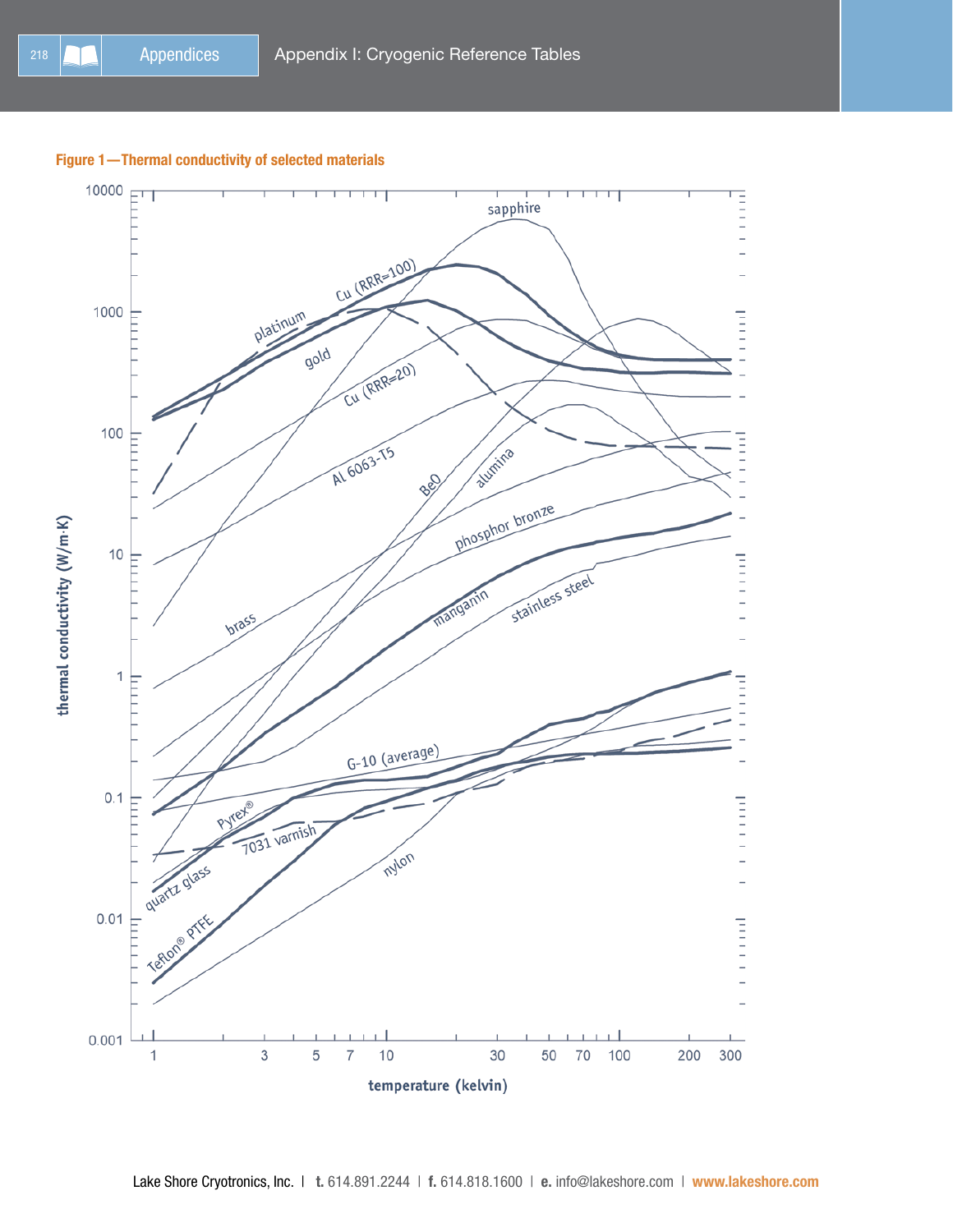**Figure 1—Thermal conductivity of selected materials**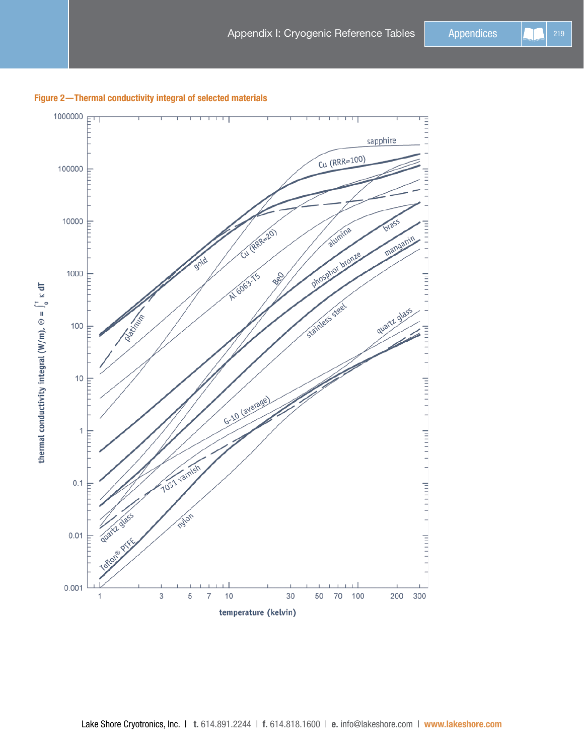**Figure 2—Thermal conductivity integral of selected materials**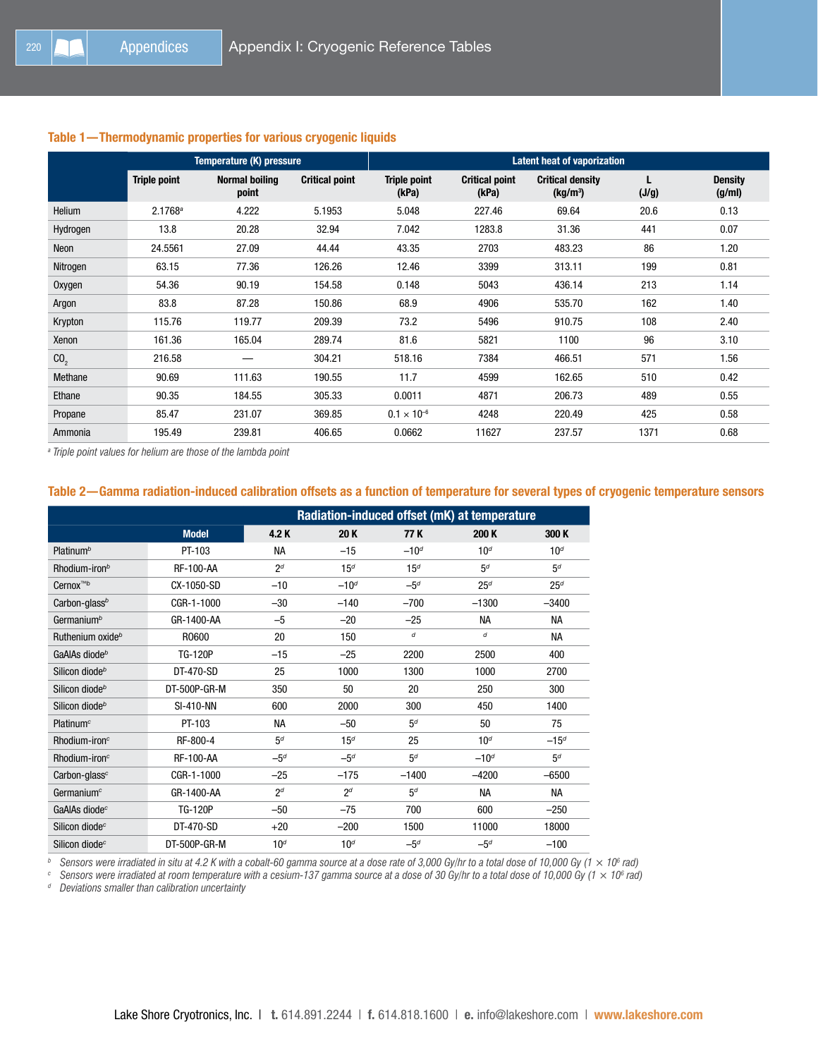### Table 1—Thermodynamic properties for various cryogenic liquids

| | Temperature (K) pressure | | | | | Latent heat of vaporization | | |
|---|---|---|---|---|---|---|---|---|
| | Triple point | Normal boiling point | Critical point | Triple point (kPa) | Critical point (kPa) | Critical density (kg/m³) | L (J/g) | Density (g/ml) |
| Helium | 2.1768[a] | 4.222 | 5.1953 | 5.048 | 227.46 | 69.64 | 20.6 | 0.13 |
| Hydrogen | 13.8 | 20.28 | 32.94 | 7.042 | 1283.8 | 31.36 | 441 | 0.07 |
| Neon | 24.5561 | 27.09 | 44.44 | 43.35 | 2703 | 483.23 | 86 | 1.20 |
| Nitrogen | 63.15 | 77.36 | 126.26 | 12.46 | 3399 | 313.11 | 199 | 0.81 |
| Oxygen | 54.36 | 90.19 | 154.58 | 0.148 | 5043 | 436.14 | 213 | 1.14 |
| Argon | 83.8 | 87.28 | 150.86 | 68.9 | 4906 | 535.70 | 162 | 1.40 |
| Krypton | 115.76 | 119.77 | 209.39 | 73.2 | 5496 | 910.75 | 108 | 2.40 |
| Xenon | 161.36 | 165.04 | 289.74 | 81.6 | 5821 | 1100 | 96 | 3.10 |
| $CO_2$ | 216.58 | — | 304.21 | 518.16 | 7384 | 466.51 | 571 | 1.56 |
| Methane | 90.69 | 111.63 | 190.55 | 11.7 | 4599 | 162.65 | 510 | 0.42 |
| Ethane | 90.35 | 184.55 | 305.33 | 0.0011 | 4871 | 206.73 | 489 | 0.55 |
| Propane | 85.47 | 231.07 | 369.85 | $0.1 \times 10^{-6}$ | 4248 | 220.49 | 425 | 0.58 |
| Ammonia | 195.49 | 239.81 | 406.65 | 0.0662 | 11627 | 237.57 | 1371 | 0.68 |

[a] *Triple point values for helium are those of the lambda point*

### Table 2—Gamma radiation-induced calibration offsets as a function of temperature for several types of cryogenic temperature sensors

| | | Radiation-induced offset (mK) at temperature | | | | |
|---|---|---|---|---|---|---|
| | Model | 4.2 K | 20 K | 77 K | 200 K | 300 K |
| Platinum[b] | PT-103 | NA | –15 | –10[d] | 10[d] | 10[d] |
| Rhodium-iron[b] | RF-100-AA | 2[d] | 15[d] | 15[d] | 5[d] | 5[d] |
| Cernox™[b] | CX-1050-SD | –10 | –10[d] | –5[d] | 25[d] | 25[d] |
| Carbon-glass[b] | CGR-1-1000 | –30 | –140 | –700 | –1300 | –3400 |
| Germanium[b] | GR-1400-AA | –5 | –20 | –25 | NA | NA |
| Ruthenium oxide[b] | RO600 | 20 | 150 | [d] | [d] | NA |
| GaAlAs diode[b] | TG-120P | –15 | –25 | 2200 | 2500 | 400 |
| Silicon diode[b] | DT-470-SD | 25 | 1000 | 1300 | 1000 | 2700 |
| Silicon diode[b] | DT-500P-GR-M | 350 | 50 | 20 | 250 | 300 |
| Silicon diode[b] | SI-410-NN | 600 | 2000 | 300 | 450 | 1400 |
| Platinum[c] | PT-103 | NA | –50 | 5[d] | 50 | 75 |
| Rhodium-iron[c] | RF-800-4 | 5[d] | 15[d] | 25 | 10[d] | –15[d] |
| Rhodium-iron[c] | RF-100-AA | –5[d] | –5[d] | 5[d] | –10[d] | 5[d] |
| Carbon-glass[c] | CGR-1-1000 | –25 | –175 | –1400 | –4200 | –6500 |
| Germanium[c] | GR-1400-AA | 2[d] | 2[d] | 5[d] | NA | NA |
| GaAlAs diode[c] | TG-120P | –50 | –75 | 700 | 600 | –250 |
| Silicon diode[c] | DT-470-SD | +20 | –200 | 1500 | 11000 | 18000 |
| Silicon diode[c] | DT-500P-GR-M | 10[d] | 10[d] | –5[d] | –5[d] | –100 |

[b] *Sensors were irradiated in situ at 4.2 K with a cobalt-60 gamma source at a dose rate of 3,000 Gy/hr to a total dose of 10,000 Gy ($1 \times 10^6$ rad)*

[c] *Sensors were irradiated at room temperature with a cesium-137 gamma source at a dose of 30 Gy/hr to a total dose of 10,000 Gy ($1 \times 10^6$ rad)*

[d] *Deviations smaller than calibration uncertainty*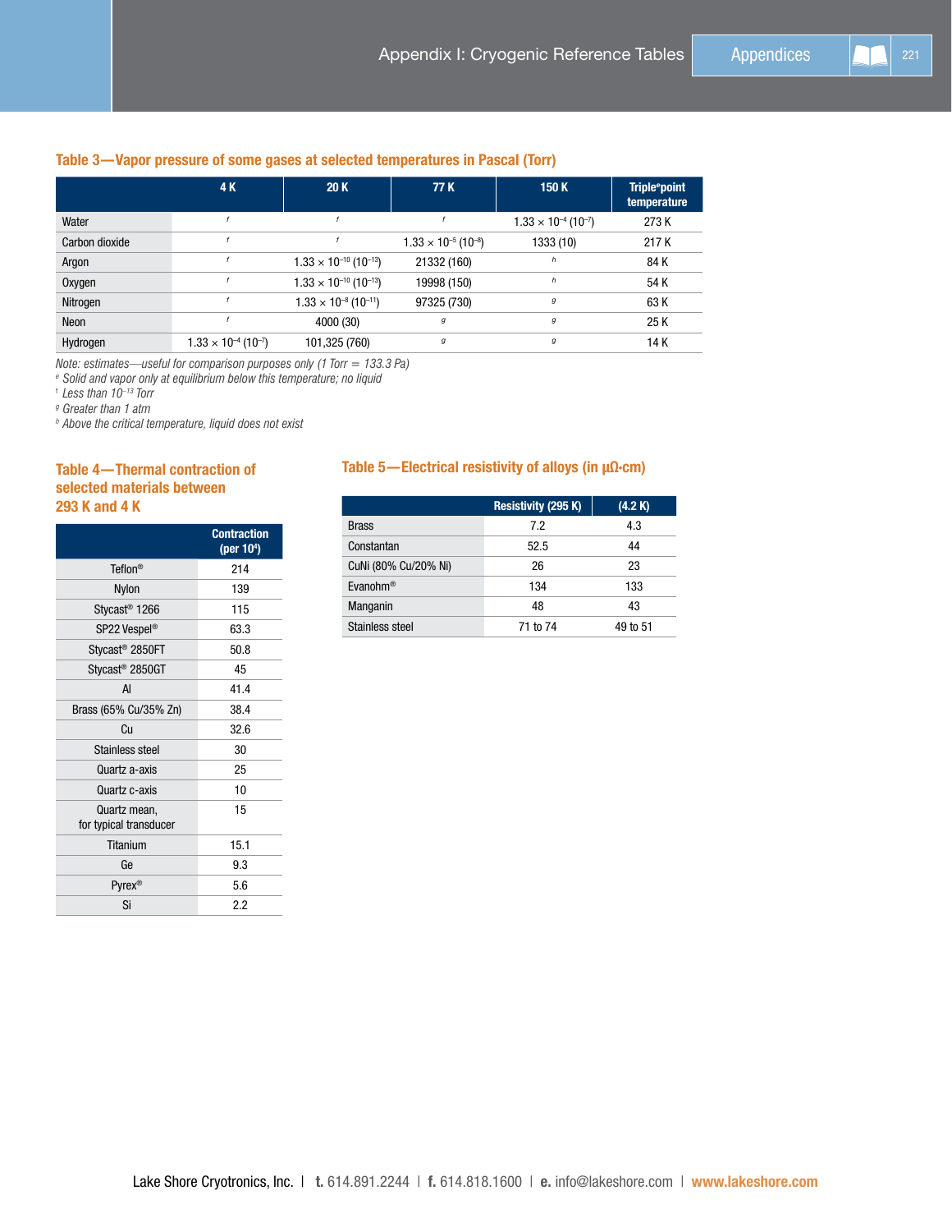### Table 3—Vapor pressure of some gases at selected temperatures in Pascal (Torr)

| | 4 K | 20 K | 77 K | 150 K | Triple[e] point temperature |
|---|---|---|---|---|---|
| Water | [f] | [f] | [f] | $1.33 \times 10^{-4}$ ($10^{-7}$) | 273 K |
| Carbon dioxide | [f] | [f] | $1.33 \times 10^{-5}$ ($10^{-8}$) | 1333 (10) | 217 K |
| Argon | [f] | $1.33 \times 10^{-10}$ ($10^{-13}$) | 21332 (160) | [h] | 84 K |
| Oxygen | [f] | $1.33 \times 10^{-10}$ ($10^{-13}$) | 19998 (150) | [h] | 54 K |
| Nitrogen | [f] | $1.33 \times 10^{-8}$ ($10^{-11}$) | 97325 (730) | [g] | 63 K |
| Neon | [f] | 4000 (30) | [g] | [g] | 25 K |
| Hydrogen | $1.33 \times 10^{-4}$ ($10^{-7}$) | 101,325 (760) | [g] | [g] | 14 K |

*Note: estimates—useful for comparison purposes only (1 Torr = 133.3 Pa)*

[e] *Solid and vapor only at equilibrium below this temperature; no liquid*

[f] *Less than $10^{-13}$ Torr*

[g] *Greater than 1 atm*

[h] *Above the critical temperature, liquid does not exist*

### Table 4—Thermal contraction of selected materials between 293 K and 4 K

| | Contraction (per $10^4$) |
|---|---|
| Teflon® | 214 |
| Nylon | 139 |
| Stycast® 1266 | 115 |
| SP22 Vespel® | 63.3 |
| Stycast® 2850FT | 50.8 |
| Stycast® 2850GT | 45 |
| Al | 41.4 |
| Brass (65% Cu/35% Zn) | 38.4 |
| Cu | 32.6 |
| Stainless steel | 30 |
| Quartz a-axis | 25 |
| Quartz c-axis | 10 |
| Quartz mean, for typical transducer | 15 |
| Titanium | 15.1 |
| Ge | 9.3 |
| Pyrex® | 5.6 |
| Si | 2.2 |

### Table 5—Electrical resistivity of alloys (in µΩ·cm)

| | Resistivity (295 K) | (4.2 K) |
|---|---|---|
| Brass | 7.2 | 4.3 |
| Constantan | 52.5 | 44 |
| CuNi (80% Cu/20% Ni) | 26 | 23 |
| Evanohm® | 134 | 133 |
| Manganin | 48 | 43 |
| Stainless steel | 71 to 74 | 49 to 51 |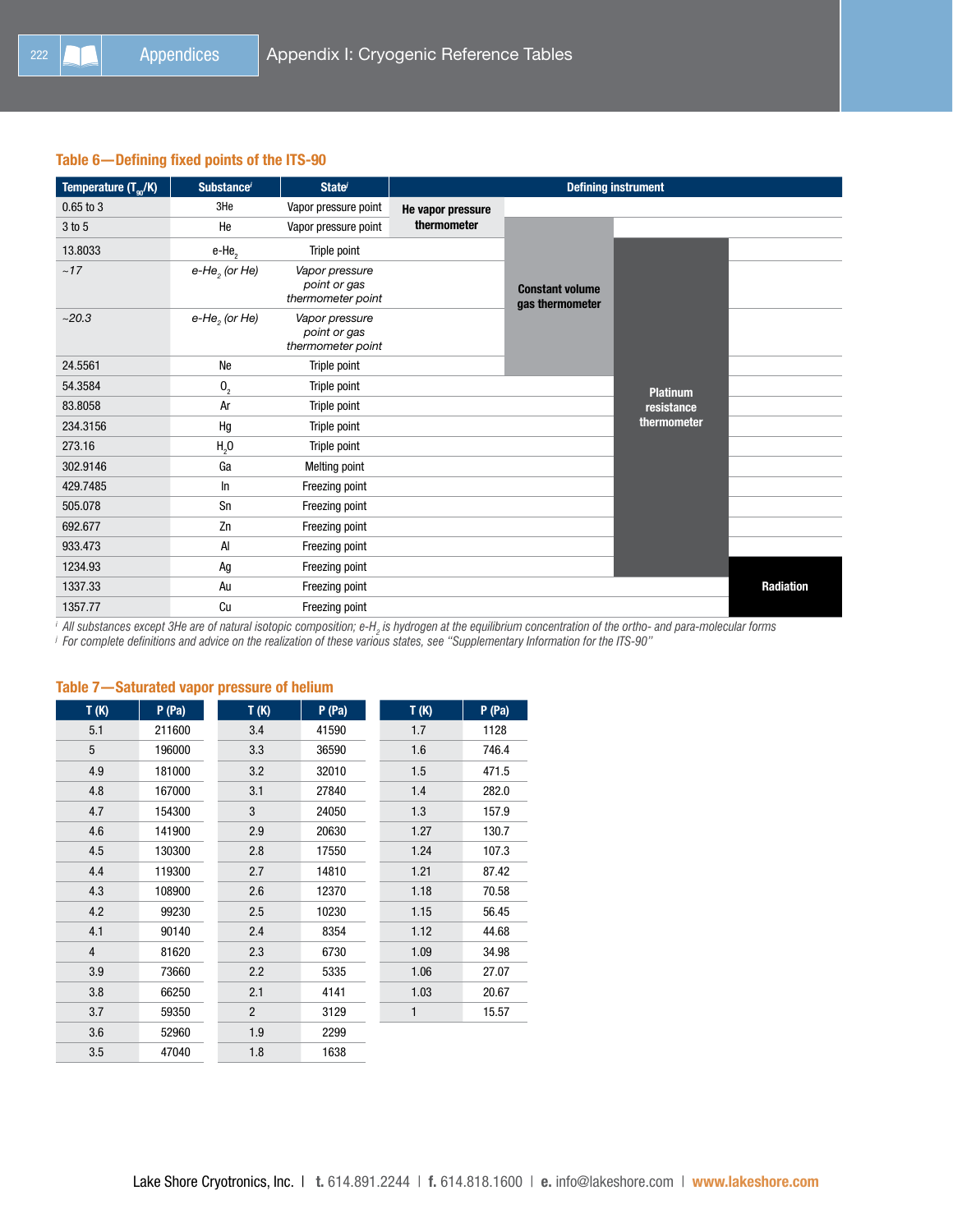## Table 6—Defining fixed points of the ITS-90

| Temperature ($T_{90}$/K) | Substance[i] | State[j] | Defining instrument |
|---|---|---|---|
| 0.65 to 3 | 3He | Vapor pressure point | He vapor pressure thermometer |
| 3 to 5 | He | Vapor pressure point | He vapor pressure thermometer; Constant volume gas thermometer |
| 13.8033 | e-$H_2$ | Triple point | Constant volume gas thermometer; Platinum resistance thermometer |
| *~17* | *e-$H_2$ (or He)* | *Vapor pressure point or gas thermometer point* | Constant volume gas thermometer; Platinum resistance thermometer |
| *~20.3* | *e-$H_2$ (or He)* | *Vapor pressure point or gas thermometer point* | Constant volume gas thermometer; Platinum resistance thermometer |
| 24.5561 | Ne | Triple point | Constant volume gas thermometer; Platinum resistance thermometer |
| 54.3584 | $O_2$ | Triple point | Platinum resistance thermometer |
| 83.8058 | Ar | Triple point | Platinum resistance thermometer |
| 234.3156 | Hg | Triple point | Platinum resistance thermometer |
| 273.16 | $H_2O$ | Triple point | Platinum resistance thermometer |
| 302.9146 | Ga | Melting point | Platinum resistance thermometer |
| 429.7485 | In | Freezing point | Platinum resistance thermometer |
| 505.078 | Sn | Freezing point | Platinum resistance thermometer |
| 692.677 | Zn | Freezing point | Platinum resistance thermometer |
| 933.473 | Al | Freezing point | Platinum resistance thermometer |
| 1234.93 | Ag | Freezing point | Platinum resistance thermometer; Radiation |
| 1337.33 | Au | Freezing point | Radiation |
| 1357.77 | Cu | Freezing point | Radiation |

*[i] All substances except 3He are of natural isotopic composition; e-$H_2$ is hydrogen at the equilibrium concentration of the ortho- and para-molecular forms*

*[j] For complete definitions and advice on the realization of these various states, see "Supplementary Information for the ITS-90"*

## Table 7—Saturated vapor pressure of helium

| T (K) | P (Pa) | T (K) | P (Pa) | T (K) | P (Pa) |
|---|---|---|---|---|---|
| 5.1 | 211600 | 3.4 | 41590 | 1.7 | 1128 |
| 5 | 196000 | 3.3 | 36590 | 1.6 | 746.4 |
| 4.9 | 181000 | 3.2 | 32010 | 1.5 | 471.5 |
| 4.8 | 167000 | 3.1 | 27840 | 1.4 | 282.0 |
| 4.7 | 154300 | 3 | 24050 | 1.3 | 157.9 |
| 4.6 | 141900 | 2.9 | 20630 | 1.27 | 130.7 |
| 4.5 | 130300 | 2.8 | 17550 | 1.24 | 107.3 |
| 4.4 | 119300 | 2.7 | 14810 | 1.21 | 87.42 |
| 4.3 | 108900 | 2.6 | 12370 | 1.18 | 70.58 |
| 4.2 | 99230 | 2.5 | 10230 | 1.15 | 56.45 |
| 4.1 | 90140 | 2.4 | 8354 | 1.12 | 44.68 |
| 4 | 81620 | 2.3 | 6730 | 1.09 | 34.98 |
| 3.9 | 73660 | 2.2 | 5335 | 1.06 | 27.07 |
| 3.8 | 66250 | 2.1 | 4141 | 1.03 | 20.67 |
| 3.7 | 59350 | 2 | 3129 | 1 | 15.57 |
| 3.6 | 52960 | 1.9 | 2299 | | |
| 3.5 | 47040 | 1.8 | 1638 | | |